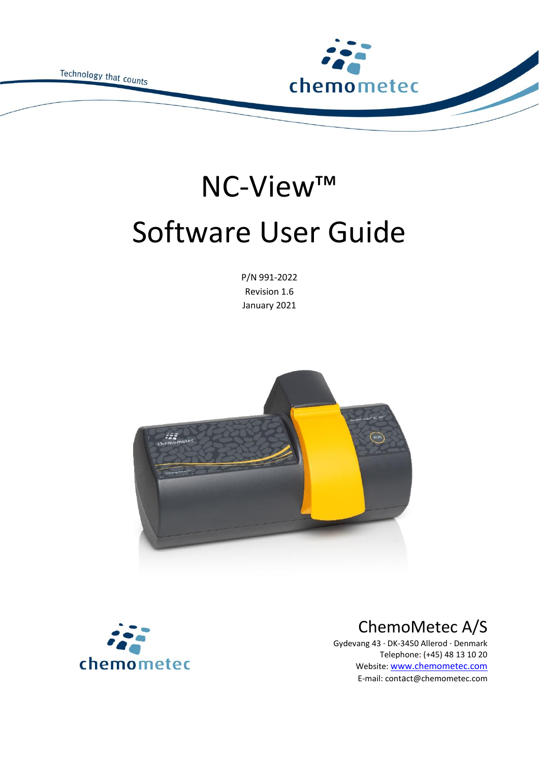Technology that counts

chemometec

# NC-View™

# Software User Guide

P/N 991-2022
Revision 1.6
January 2021

chemometec

## ChemoMetec A/S

Gydevang 43 · DK-3450 Allerod · Denmark
Telephone: (+45) 48 13 10 20
Website: www.chemometec.com
E-mail: contact@chemometec.com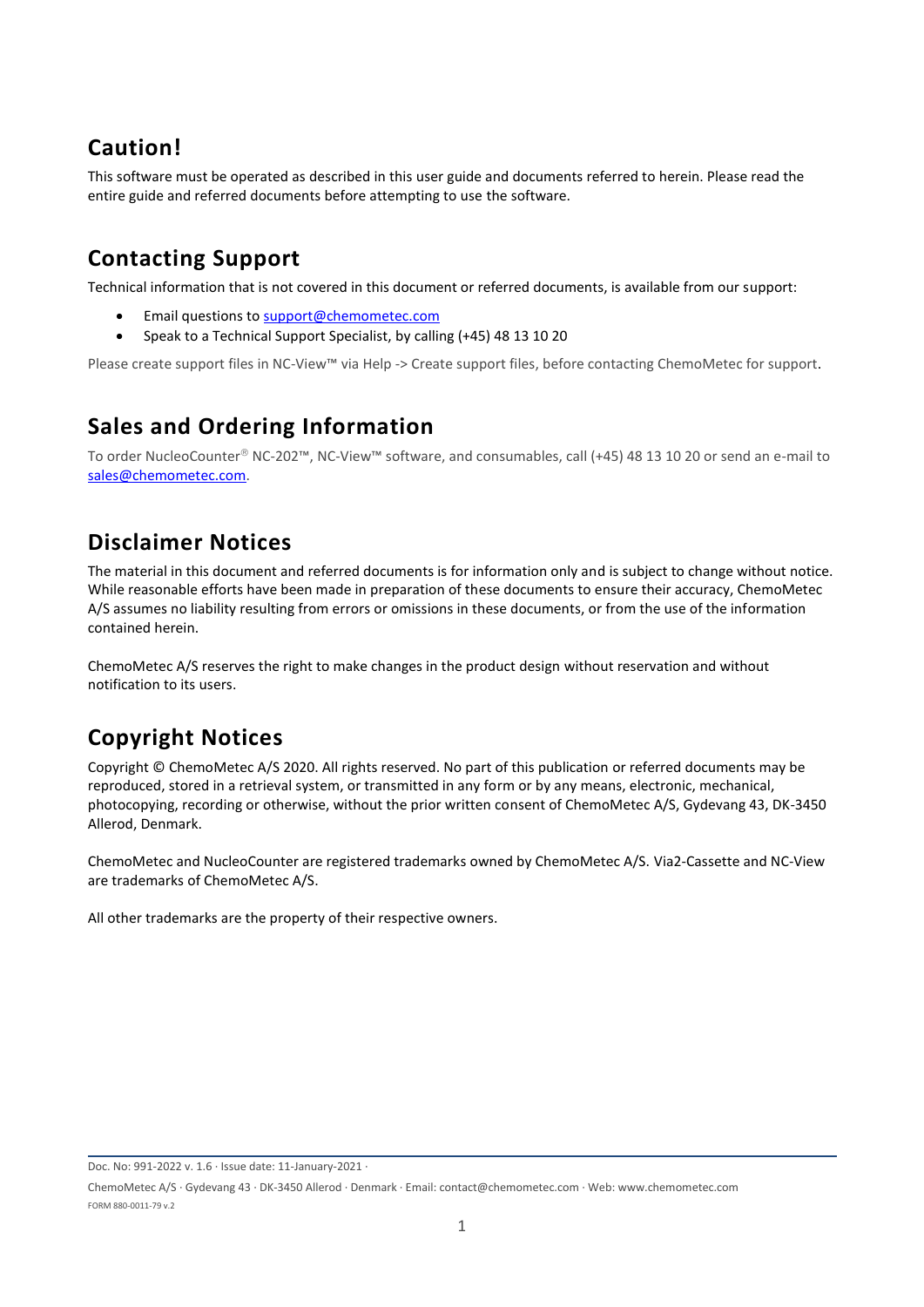## Caution!

This software must be operated as described in this user guide and documents referred to herein. Please read the entire guide and referred documents before attempting to use the software.

## Contacting Support

Technical information that is not covered in this document or referred documents, is available from our support:

- Email questions to support@chemometec.com
- Speak to a Technical Support Specialist, by calling (+45) 48 13 10 20

Please create support files in NC-View™ via Help -> Create support files, before contacting ChemoMetec for support.

## Sales and Ordering Information

To order NucleoCounter® NC-202™, NC-View™ software, and consumables, call (+45) 48 13 10 20 or send an e-mail to sales@chemometec.com.

## Disclaimer Notices

The material in this document and referred documents is for information only and is subject to change without notice. While reasonable efforts have been made in preparation of these documents to ensure their accuracy, ChemoMetec A/S assumes no liability resulting from errors or omissions in these documents, or from the use of the information contained herein.

ChemoMetec A/S reserves the right to make changes in the product design without reservation and without notification to its users.

## Copyright Notices

Copyright © ChemoMetec A/S 2020. All rights reserved. No part of this publication or referred documents may be reproduced, stored in a retrieval system, or transmitted in any form or by any means, electronic, mechanical, photocopying, recording or otherwise, without the prior written consent of ChemoMetec A/S, Gydevang 43, DK-3450 Allerod, Denmark.

ChemoMetec and NucleoCounter are registered trademarks owned by ChemoMetec A/S. Via2-Cassette and NC-View are trademarks of ChemoMetec A/S.

All other trademarks are the property of their respective owners.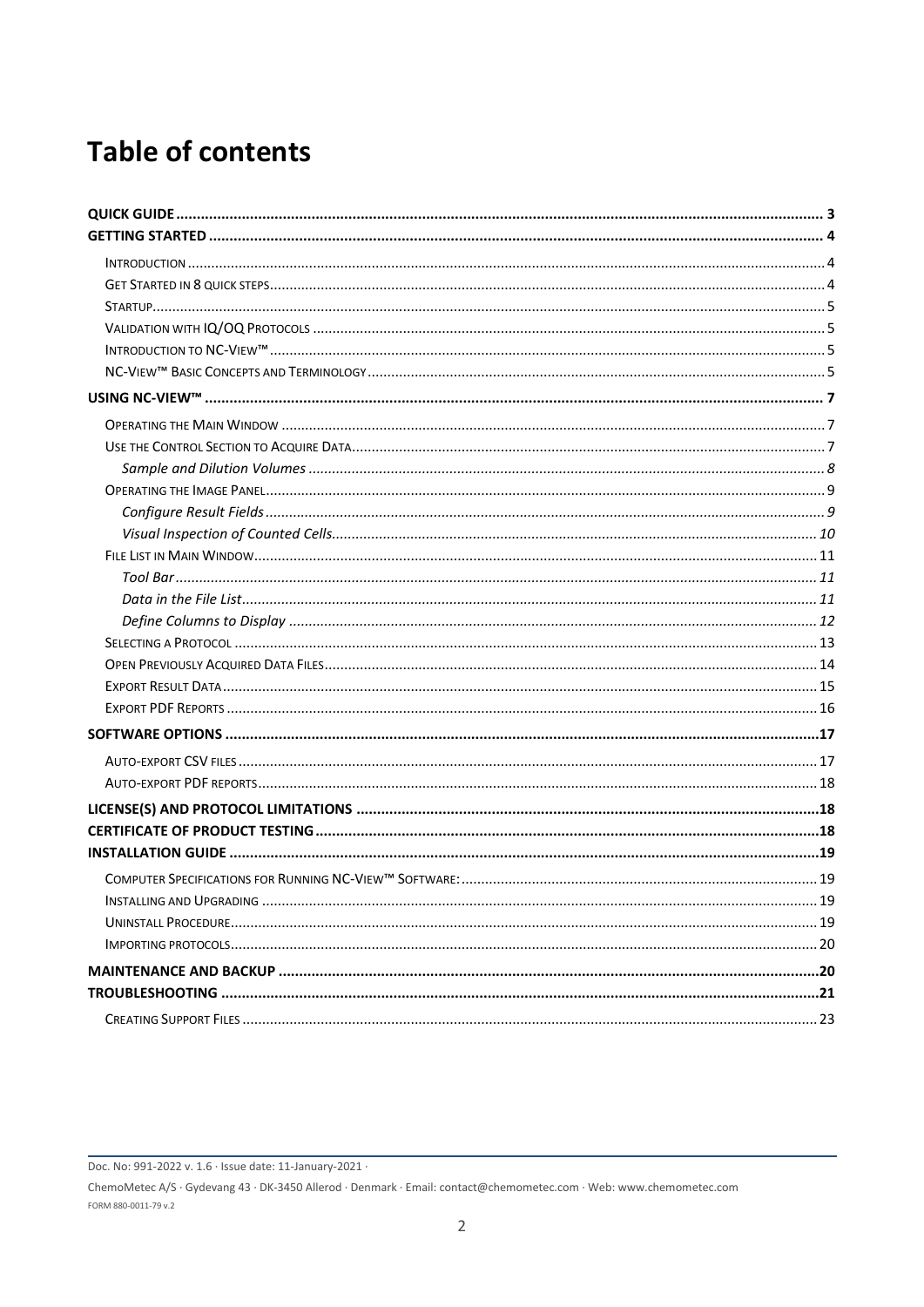# Table of contents

- **QUICK GUIDE** ........ **3**
- **GETTING STARTED** ........ **4**
  - INTRODUCTION ........ 4
  - GET STARTED IN 8 QUICK STEPS ........ 4
  - STARTUP ........ 5
  - VALIDATION WITH IQ/OQ PROTOCOLS ........ 5
  - INTRODUCTION TO NC-VIEW™ ........ 5
  - NC-VIEW™ BASIC CONCEPTS AND TERMINOLOGY ........ 5
- **USING NC-VIEW™** ........ **7**
  - OPERATING THE MAIN WINDOW ........ 7
  - USE THE CONTROL SECTION TO ACQUIRE DATA ........ 7
    - *Sample and Dilution Volumes* ........ *8*
  - OPERATING THE IMAGE PANEL ........ 9
    - *Configure Result Fields* ........ *9*
    - *Visual Inspection of Counted Cells* ........ *10*
  - FILE LIST IN MAIN WINDOW ........ 11
    - *Tool Bar* ........ *11*
    - *Data in the File List* ........ *11*
    - *Define Columns to Display* ........ *12*
  - SELECTING A PROTOCOL ........ 13
  - OPEN PREVIOUSLY ACQUIRED DATA FILES ........ 14
  - EXPORT RESULT DATA ........ 15
  - EXPORT PDF REPORTS ........ 16
- **SOFTWARE OPTIONS** ........ **17**
  - AUTO-EXPORT CSV FILES ........ 17
  - AUTO-EXPORT PDF REPORTS ........ 18
- **LICENSE(S) AND PROTOCOL LIMITATIONS** ........ **18**
- **CERTIFICATE OF PRODUCT TESTING** ........ **18**
- **INSTALLATION GUIDE** ........ **19**
  - COMPUTER SPECIFICATIONS FOR RUNNING NC-VIEW™ SOFTWARE: ........ 19
  - INSTALLING AND UPGRADING ........ 19
  - UNINSTALL PROCEDURE ........ 19
  - IMPORTING PROTOCOLS ........ 20
- **MAINTENANCE AND BACKUP** ........ **20**
- **TROUBLESHOOTING** ........ **21**
  - CREATING SUPPORT FILES ........ 23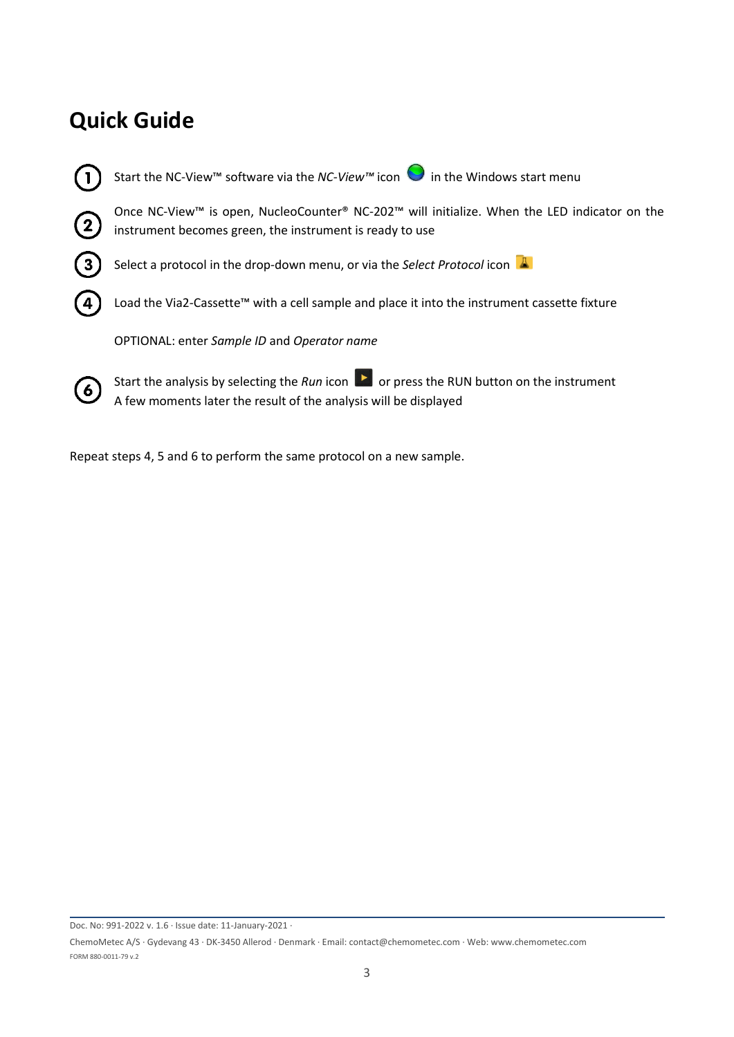# Quick Guide

1. Start the NC-View™ software via the *NC-View™* icon in the Windows start menu

2. Once NC-View™ is open, NucleoCounter® NC-202™ will initialize. When the LED indicator on the instrument becomes green, the instrument is ready to use

3. Select a protocol in the drop-down menu, or via the *Select Protocol* icon

4. Load the Via2-Cassette™ with a cell sample and place it into the instrument cassette fixture

   OPTIONAL: enter *Sample ID* and *Operator name*

6. Start the analysis by selecting the *Run* icon or press the RUN button on the instrument
   A few moments later the result of the analysis will be displayed

Repeat steps 4, 5 and 6 to perform the same protocol on a new sample.

Doc. No: 991-2022 v. 1.6 · Issue date: 11-January-2021 ·

ChemoMetec A/S · Gydevang 43 · DK-3450 Allerod · Denmark · Email: contact@chemometec.com · Web: www.chemometec.com

FORM 880-0011-79 v.2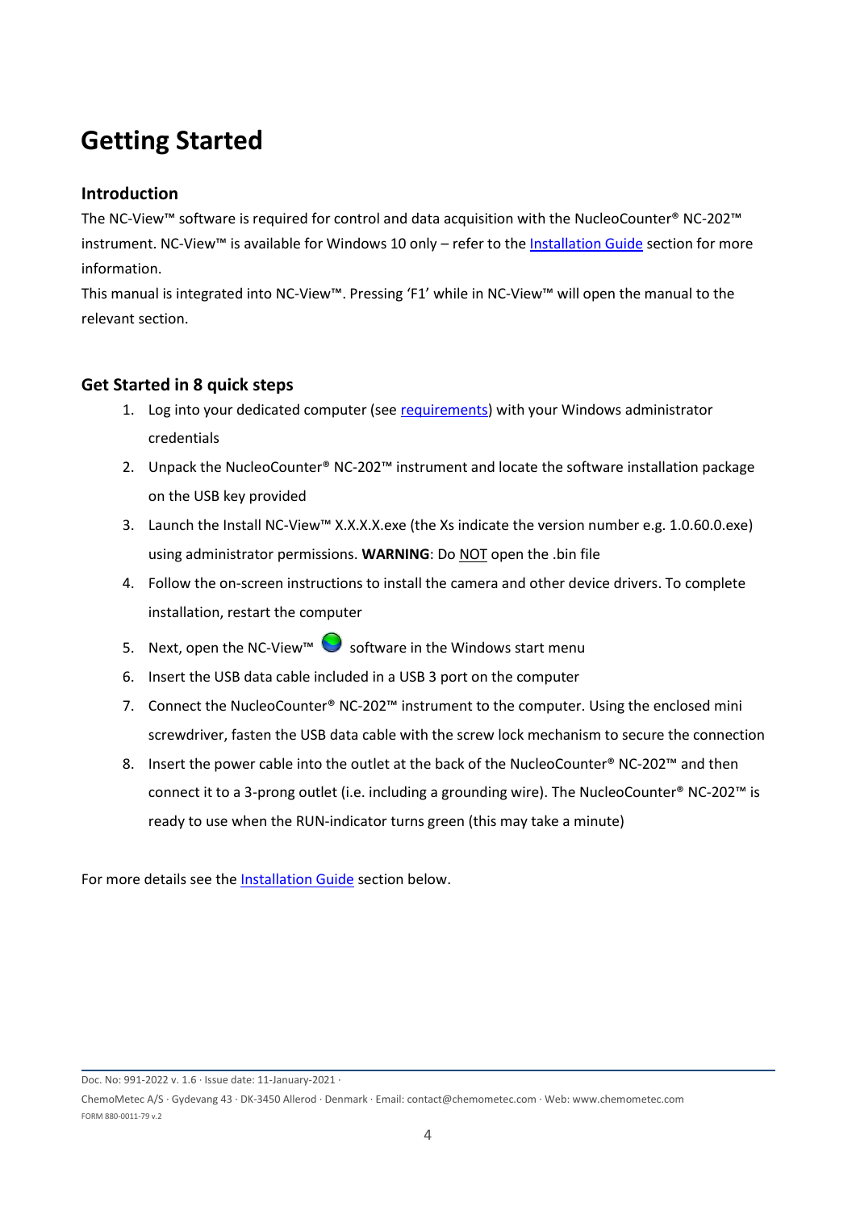# Getting Started

## Introduction

The NC-View™ software is required for control and data acquisition with the NucleoCounter® NC-202™ instrument. NC-View™ is available for Windows 10 only – refer to the Installation Guide section for more information.

This manual is integrated into NC-View™. Pressing 'F1' while in NC-View™ will open the manual to the relevant section.

## Get Started in 8 quick steps

1. Log into your dedicated computer (see requirements) with your Windows administrator credentials
2. Unpack the NucleoCounter® NC-202™ instrument and locate the software installation package on the USB key provided
3. Launch the Install NC-View™ X.X.X.X.exe (the Xs indicate the version number e.g. 1.0.60.0.exe) using administrator permissions. **WARNING**: Do NOT open the .bin file
4. Follow the on-screen instructions to install the camera and other device drivers. To complete installation, restart the computer
5. Next, open the NC-View™ software in the Windows start menu
6. Insert the USB data cable included in a USB 3 port on the computer
7. Connect the NucleoCounter® NC-202™ instrument to the computer. Using the enclosed mini screwdriver, fasten the USB data cable with the screw lock mechanism to secure the connection
8. Insert the power cable into the outlet at the back of the NucleoCounter® NC-202™ and then connect it to a 3-prong outlet (i.e. including a grounding wire). The NucleoCounter® NC-202™ is ready to use when the RUN-indicator turns green (this may take a minute)

For more details see the Installation Guide section below.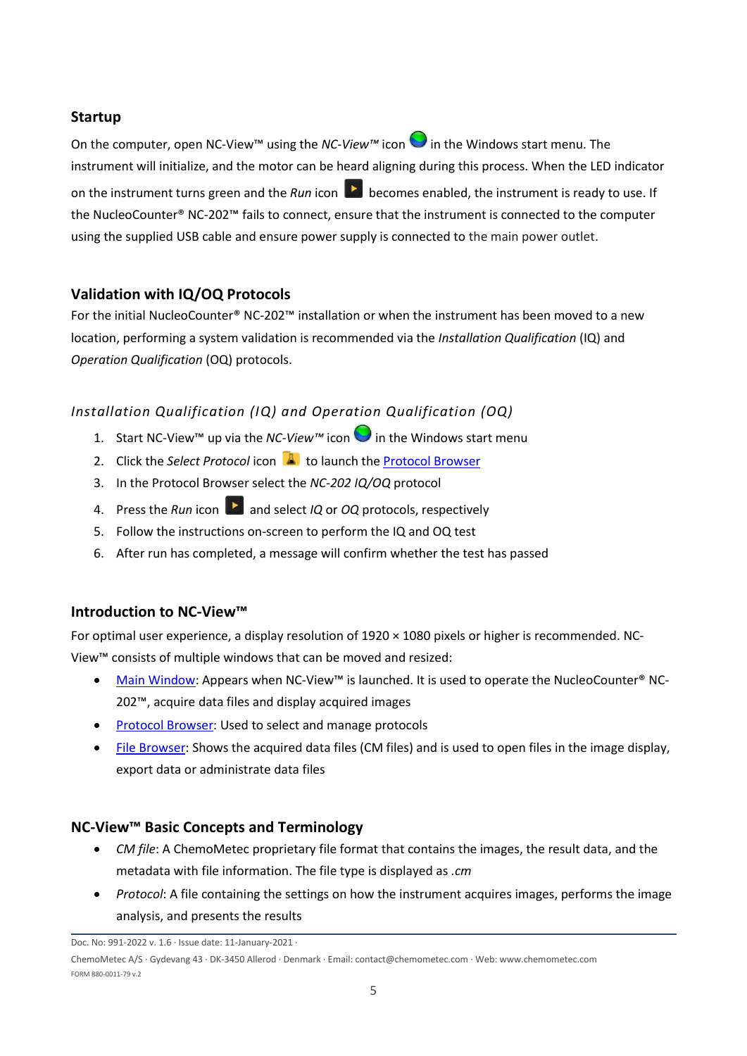## Startup

On the computer, open NC-View™ using the *NC-View™* icon in the Windows start menu. The instrument will initialize, and the motor can be heard aligning during this process. When the LED indicator on the instrument turns green and the *Run* icon becomes enabled, the instrument is ready to use. If the NucleoCounter® NC-202™ fails to connect, ensure that the instrument is connected to the computer using the supplied USB cable and ensure power supply is connected to the main power outlet.

## Validation with IQ/OQ Protocols

For the initial NucleoCounter® NC-202™ installation or when the instrument has been moved to a new location, performing a system validation is recommended via the *Installation Qualification* (IQ) and *Operation Qualification* (OQ) protocols.

### *Installation Qualification (IQ) and Operation Qualification (OQ)*

1. Start NC-View™ up via the *NC-View™* icon in the Windows start menu
2. Click the *Select Protocol* icon to launch the Protocol Browser
3. In the Protocol Browser select the *NC-202 IQ/OQ* protocol
4. Press the *Run* icon and select *IQ* or *OQ* protocols, respectively
5. Follow the instructions on-screen to perform the IQ and OQ test
6. After run has completed, a message will confirm whether the test has passed

## Introduction to NC-View™

For optimal user experience, a display resolution of 1920 × 1080 pixels or higher is recommended. NC-View™ consists of multiple windows that can be moved and resized:

- Main Window: Appears when NC-View™ is launched. It is used to operate the NucleoCounter® NC-202™, acquire data files and display acquired images
- Protocol Browser: Used to select and manage protocols
- File Browser: Shows the acquired data files (CM files) and is used to open files in the image display, export data or administrate data files

## NC-View™ Basic Concepts and Terminology

- *CM file*: A ChemoMetec proprietary file format that contains the images, the result data, and the metadata with file information. The file type is displayed as *.cm*
- *Protocol*: A file containing the settings on how the instrument acquires images, performs the image analysis, and presents the results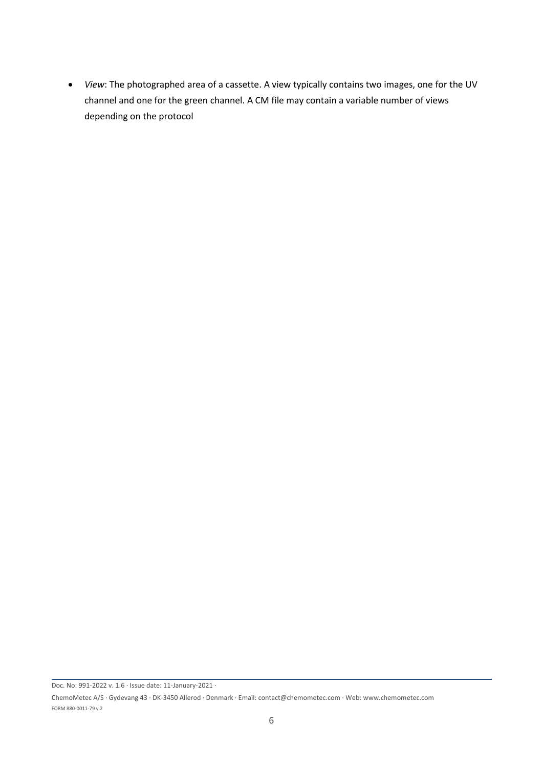- *View*: The photographed area of a cassette. A view typically contains two images, one for the UV channel and one for the green channel. A CM file may contain a variable number of views depending on the protocol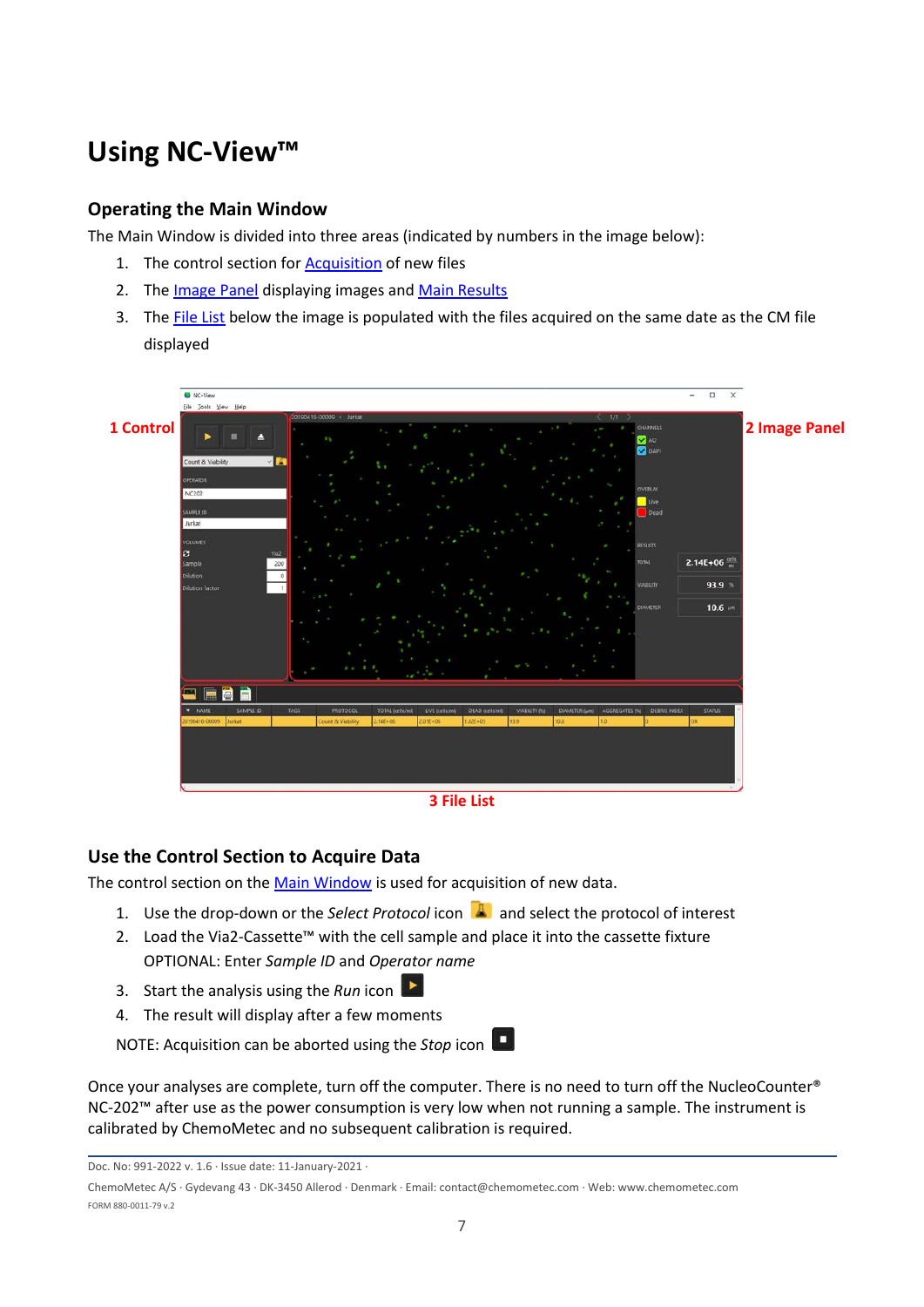# Using NC-View™

## Operating the Main Window

The Main Window is divided into three areas (indicated by numbers in the image below):

1. The control section for Acquisition of new files
2. The Image Panel displaying images and Main Results
3. The File List below the image is populated with the files acquired on the same date as the CM file displayed

1 Control

2 Image Panel

3 File List

## Use the Control Section to Acquire Data

The control section on the Main Window is used for acquisition of new data.

1. Use the drop-down or the *Select Protocol* icon and select the protocol of interest
2. Load the Via2-Cassette™ with the cell sample and place it into the cassette fixture
   OPTIONAL: Enter *Sample ID* and *Operator name*
3. Start the analysis using the *Run* icon
4. The result will display after a few moments

NOTE: Acquisition can be aborted using the *Stop* icon

Once your analyses are complete, turn off the computer. There is no need to turn off the NucleoCounter® NC-202™ after use as the power consumption is very low when not running a sample. The instrument is calibrated by ChemoMetec and no subsequent calibration is required.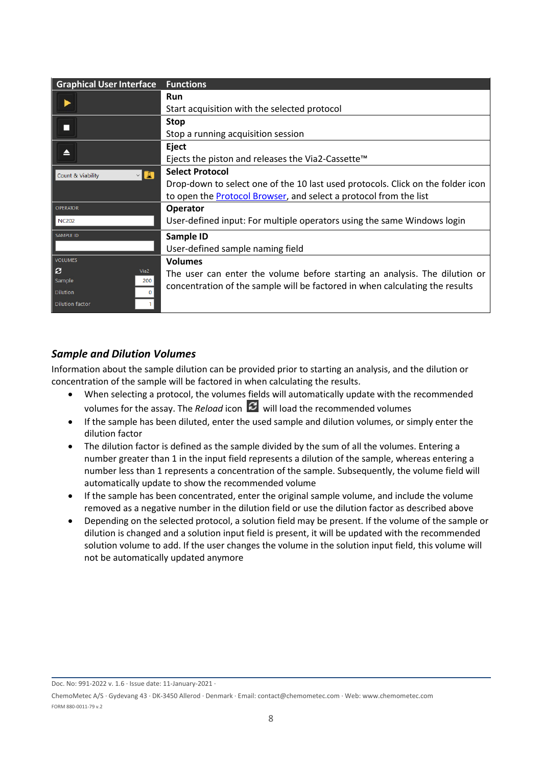| Graphical User Interface | Functions |
|---|---|
| ▶ | **Run**<br>Start acquisition with the selected protocol |
| ■ | **Stop**<br>Stop a running acquisition session |
| ⏏ | **Eject**<br>Ejects the piston and releases the Via2-Cassette™ |
| Count & Viability | **Select Protocol**<br>Drop-down to select one of the 10 last used protocols. Click on the folder icon to open the Protocol Browser, and select a protocol from the list |
| OPERATOR<br>NC202 | **Operator**<br>User-defined input: For multiple operators using the same Windows login |
| SAMPLE ID | **Sample ID**<br>User-defined sample naming field |
| VOLUMES<br>Via2<br>Sample 200<br>Dilution 0<br>Dilution factor 1 | **Volumes**<br>The user can enter the volume before starting an analysis. The dilution or concentration of the sample will be factored in when calculating the results |

### *Sample and Dilution Volumes*

Information about the sample dilution can be provided prior to starting an analysis, and the dilution or concentration of the sample will be factored in when calculating the results.

- When selecting a protocol, the volumes fields will automatically update with the recommended volumes for the assay. The *Reload* icon will load the recommended volumes
- If the sample has been diluted, enter the used sample and dilution volumes, or simply enter the dilution factor
- The dilution factor is defined as the sample divided by the sum of all the volumes. Entering a number greater than 1 in the input field represents a dilution of the sample, whereas entering a number less than 1 represents a concentration of the sample. Subsequently, the volume field will automatically update to show the recommended volume
- If the sample has been concentrated, enter the original sample volume, and include the volume removed as a negative number in the dilution field or use the dilution factor as described above
- Depending on the selected protocol, a solution field may be present. If the volume of the sample or dilution is changed and a solution input field is present, it will be updated with the recommended solution volume to add. If the user changes the volume in the solution input field, this volume will not be automatically updated anymore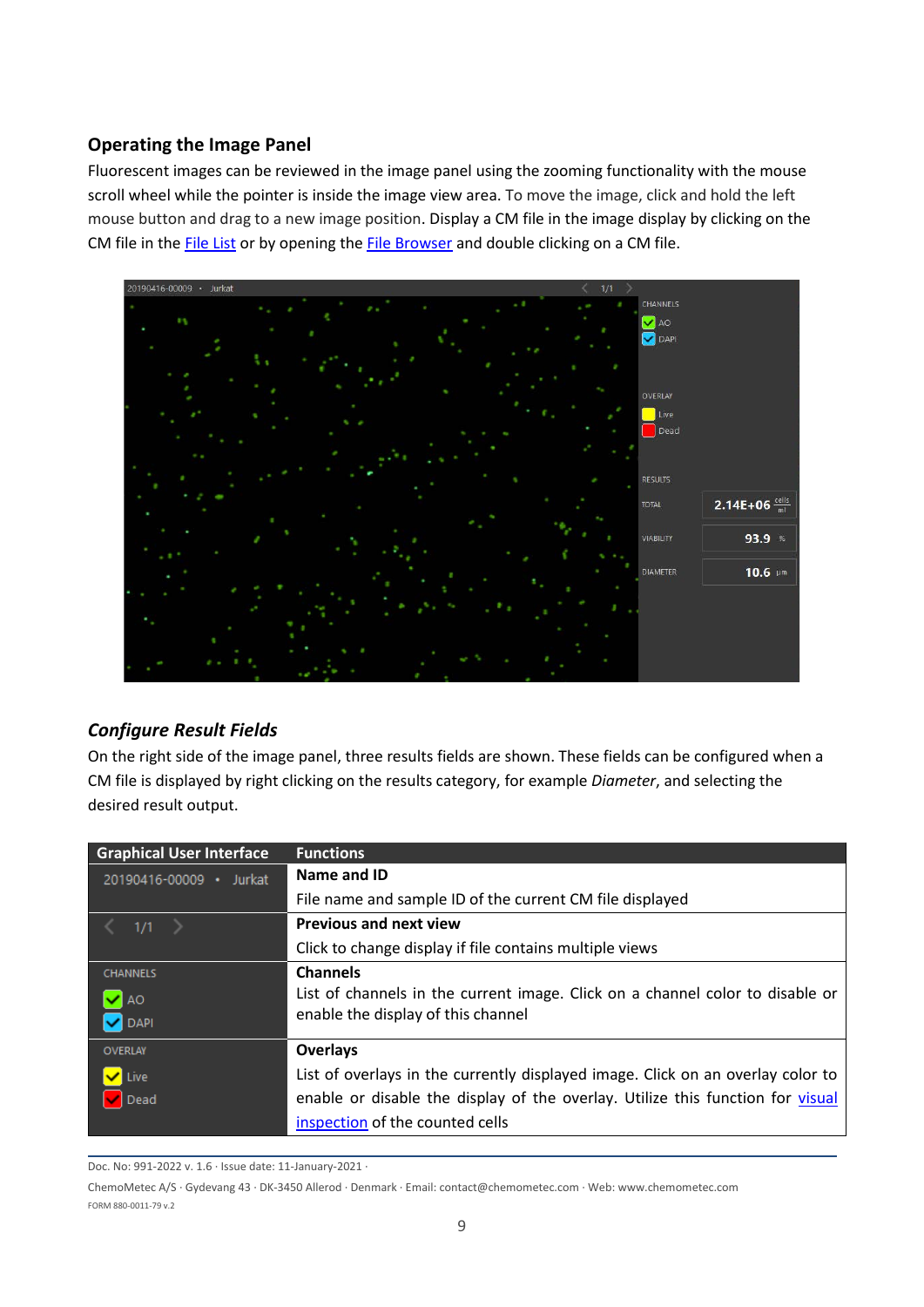## Operating the Image Panel

Fluorescent images can be reviewed in the image panel using the zooming functionality with the mouse scroll wheel while the pointer is inside the image view area. To move the image, click and hold the left mouse button and drag to a new image position. Display a CM file in the image display by clicking on the CM file in the File List or by opening the File Browser and double clicking on a CM file.

### *Configure Result Fields*

On the right side of the image panel, three results fields are shown. These fields can be configured when a CM file is displayed by right clicking on the results category, for example *Diameter*, and selecting the desired result output.

| Graphical User Interface | Functions |
|---|---|
| 20190416-00009 • Jurkat | **Name and ID**<br>File name and sample ID of the current CM file displayed |
| < 1/1 > | **Previous and next view**<br>Click to change display if file contains multiple views |
| CHANNELS<br>AO<br>DAPI | **Channels**<br>List of channels in the current image. Click on a channel color to disable or enable the display of this channel |
| OVERLAY<br>Live<br>Dead | **Overlays**<br>List of overlays in the currently displayed image. Click on an overlay color to enable or disable the display of the overlay. Utilize this function for visual inspection of the counted cells |

Doc. No: 991-2022 v. 1.6 · Issue date: 11-January-2021 ·

ChemoMetec A/S · Gydevang 43 · DK-3450 Allerod · Denmark · Email: contact@chemometec.com · Web: www.chemometec.com

FORM 880-0011-79 v.2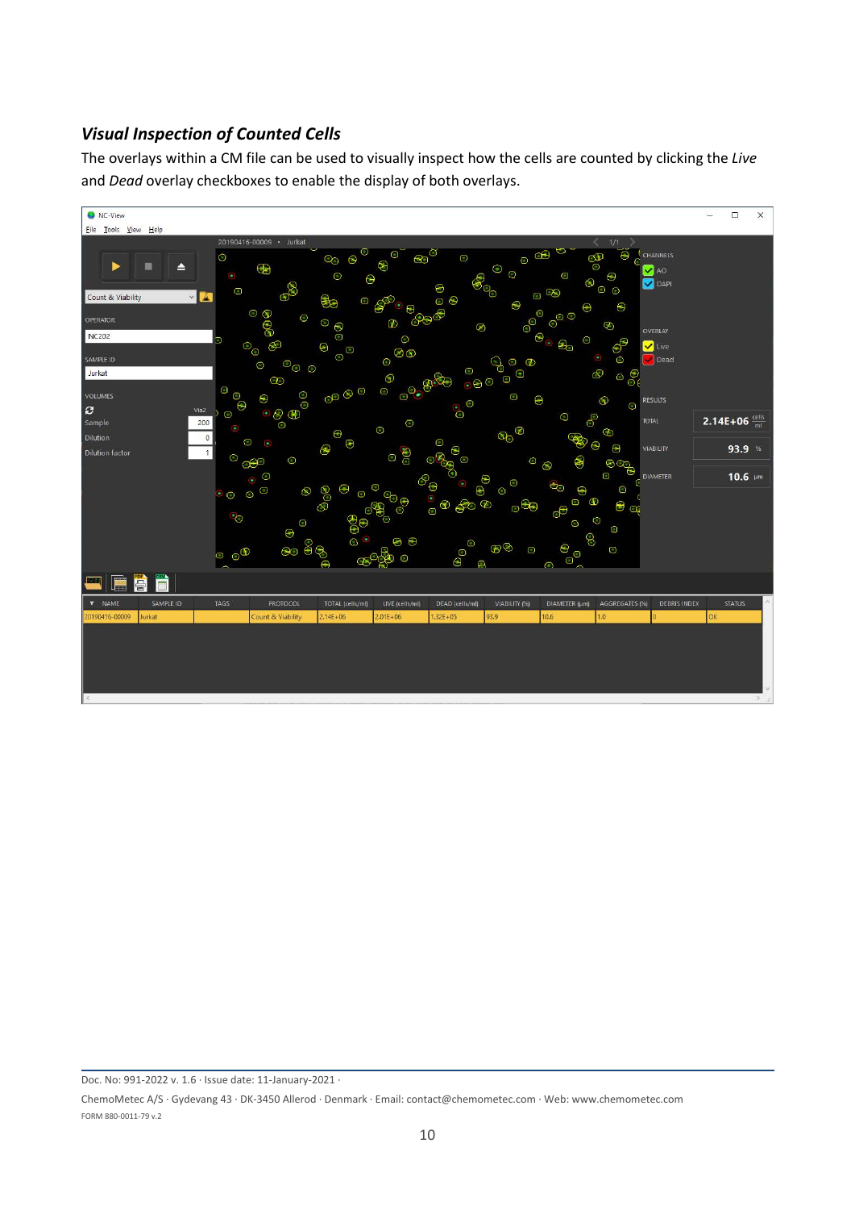### *Visual Inspection of Counted Cells*

The overlays within a CM file can be used to visually inspect how the cells are counted by clicking the *Live* and *Dead* overlay checkboxes to enable the display of both overlays.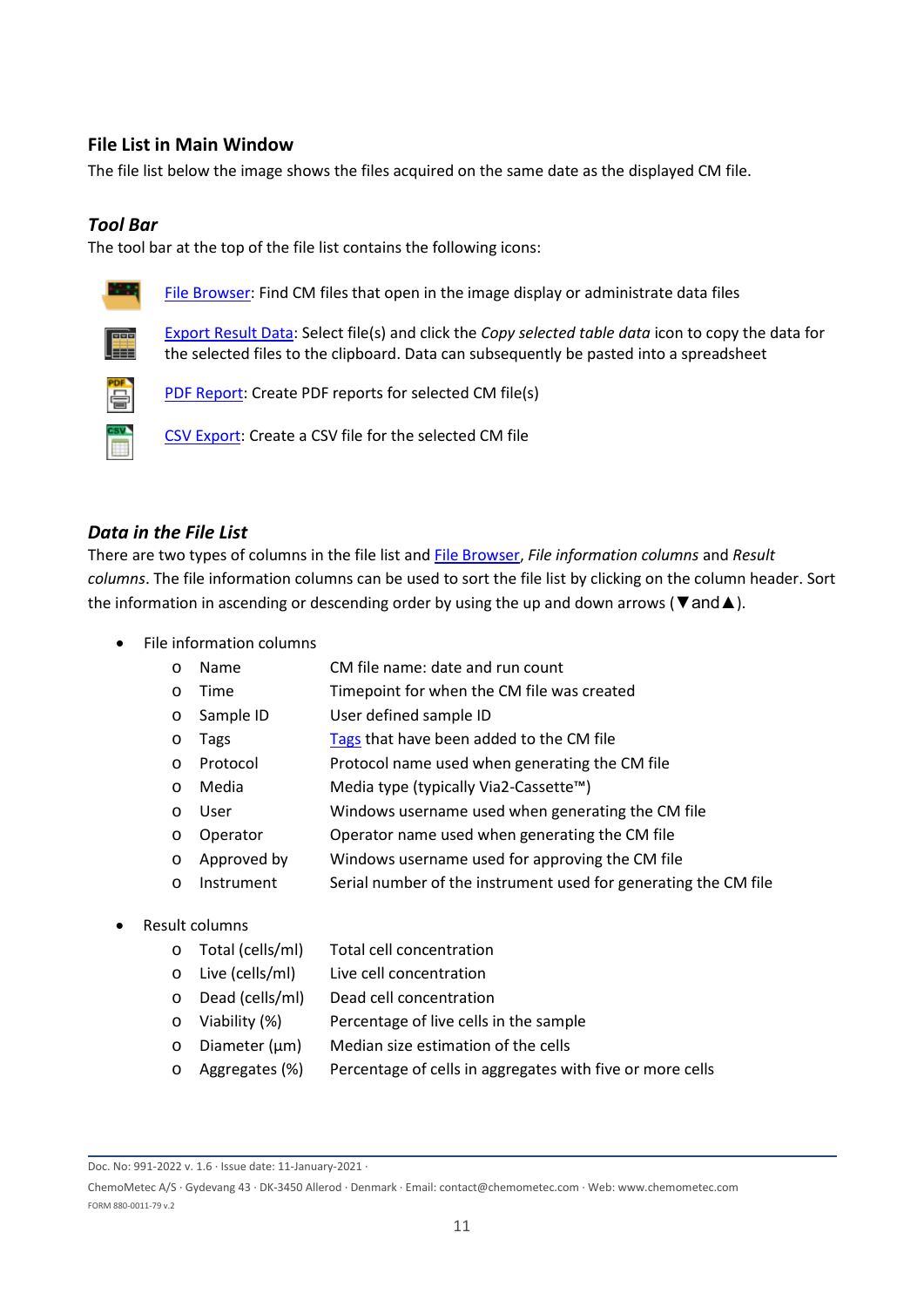## File List in Main Window

The file list below the image shows the files acquired on the same date as the displayed CM file.

### *Tool Bar*

The tool bar at the top of the file list contains the following icons:

- File Browser: Find CM files that open in the image display or administrate data files
- Export Result Data: Select file(s) and click the *Copy selected table data* icon to copy the data for the selected files to the clipboard. Data can subsequently be pasted into a spreadsheet
- PDF Report: Create PDF reports for selected CM file(s)
- CSV Export: Create a CSV file for the selected CM file

### *Data in the File List*

There are two types of columns in the file list and File Browser, *File information columns* and *Result columns*. The file information columns can be used to sort the file list by clicking on the column header. Sort the information in ascending or descending order by using the up and down arrows (▼and▲).

- File information columns
  - Name — CM file name: date and run count
  - Time — Timepoint for when the CM file was created
  - Sample ID — User defined sample ID
  - Tags — Tags that have been added to the CM file
  - Protocol — Protocol name used when generating the CM file
  - Media — Media type (typically Via2-Cassette™)
  - User — Windows username used when generating the CM file
  - Operator — Operator name used when generating the CM file
  - Approved by — Windows username used for approving the CM file
  - Instrument — Serial number of the instrument used for generating the CM file
- Result columns
  - Total (cells/ml) — Total cell concentration
  - Live (cells/ml) — Live cell concentration
  - Dead (cells/ml) — Dead cell concentration
  - Viability (%) — Percentage of live cells in the sample
  - Diameter (µm) — Median size estimation of the cells
  - Aggregates (%) — Percentage of cells in aggregates with five or more cells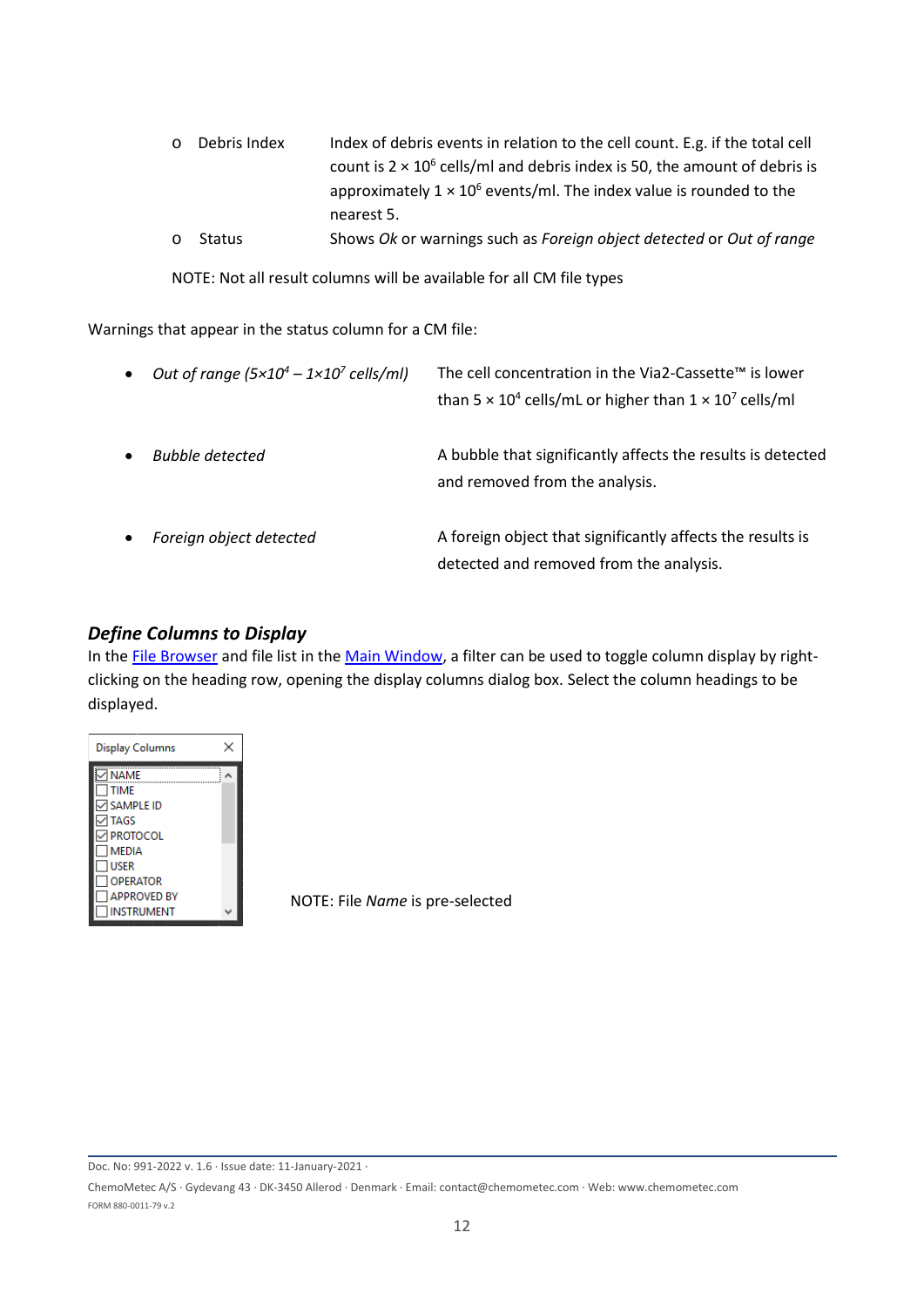- Debris Index — Index of debris events in relation to the cell count. E.g. if the total cell count is $2 \times 10^6$ cells/ml and debris index is 50, the amount of debris is approximately $1 \times 10^6$ events/ml. The index value is rounded to the nearest 5.
- Status — Shows *Ok* or warnings such as *Foreign object detected* or *Out of range*

NOTE: Not all result columns will be available for all CM file types

Warnings that appear in the status column for a CM file:

- *Out of range ($5{\times}10^4$ – $1{\times}10^7$ cells/ml)* — The cell concentration in the Via2-Cassette™ is lower than $5 \times 10^4$ cells/mL or higher than $1 \times 10^7$ cells/ml
- *Bubble detected* — A bubble that significantly affects the results is detected and removed from the analysis.
- *Foreign object detected* — A foreign object that significantly affects the results is detected and removed from the analysis.

### *Define Columns to Display*

In the [File Browser] and file list in the [Main Window], a filter can be used to toggle column display by right-clicking on the heading row, opening the display columns dialog box. Select the column headings to be displayed.

Display Columns

- [x] NAME
- [ ] TIME
- [x] SAMPLE ID
- [x] TAGS
- [x] PROTOCOL
- [ ] MEDIA
- [ ] USER
- [ ] OPERATOR
- [ ] APPROVED BY
- [ ] INSTRUMENT

NOTE: File *Name* is pre-selected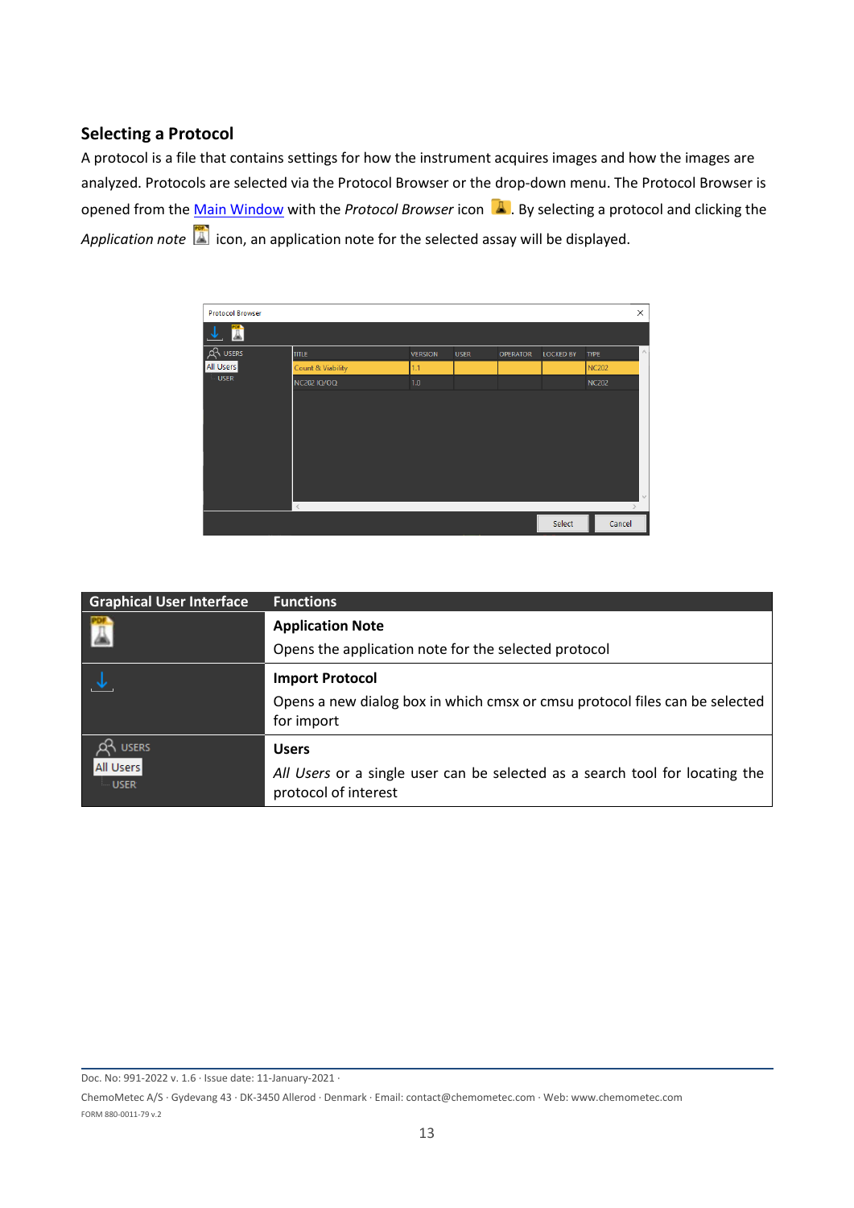## Selecting a Protocol

A protocol is a file that contains settings for how the instrument acquires images and how the images are analyzed. Protocols are selected via the Protocol Browser or the drop-down menu. The Protocol Browser is opened from the Main Window with the *Protocol Browser* icon . By selecting a protocol and clicking the *Application note* icon, an application note for the selected assay will be displayed.

| Graphical User Interface | Functions |
|---|---|
| | **Application Note**<br>Opens the application note for the selected protocol |
| | **Import Protocol**<br>Opens a new dialog box in which cmsx or cmsu protocol files can be selected for import |
| USERS<br>All Users<br>USER | **Users**<br>*All Users* or a single user can be selected as a search tool for locating the protocol of interest |

Doc. No: 991-2022 v. 1.6 · Issue date: 11-January-2021 ·
ChemoMetec A/S · Gydevang 43 · DK-3450 Allerod · Denmark · Email: contact@chemometec.com · Web: www.chemometec.com
FORM 880-0011-79 v.2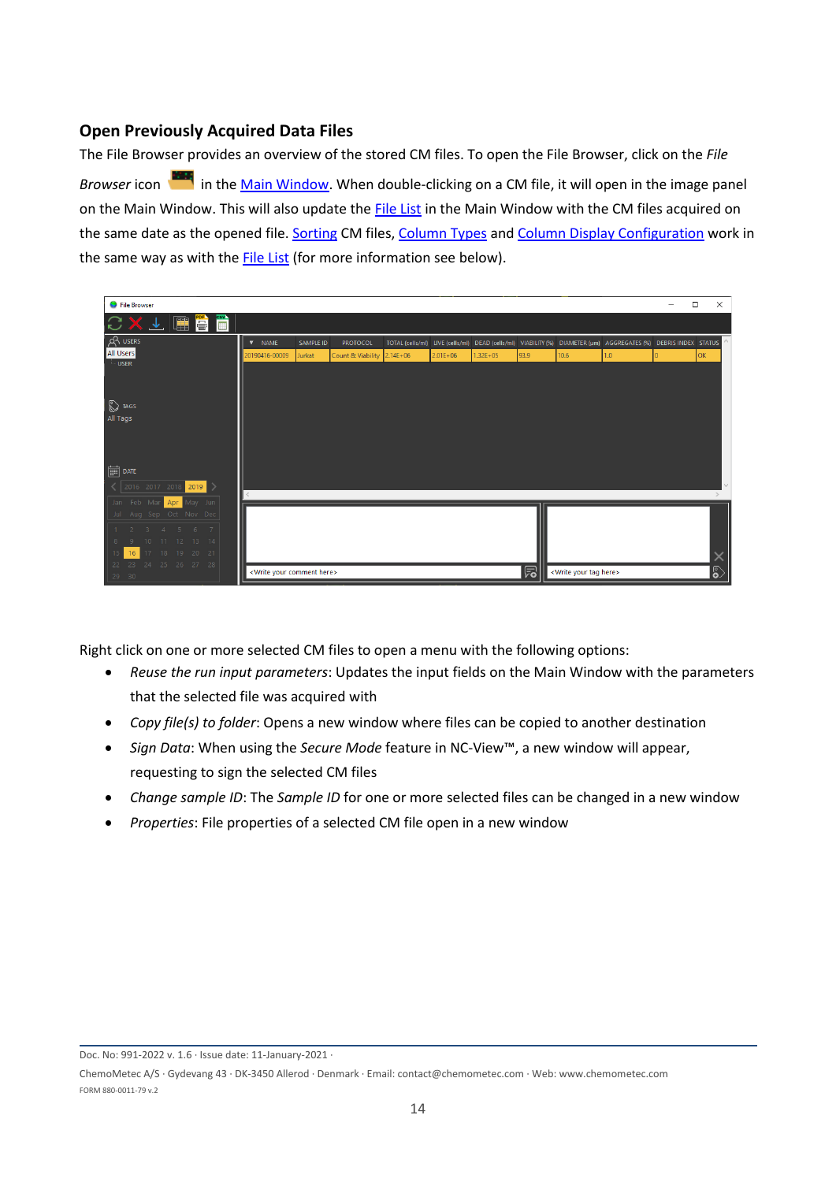## Open Previously Acquired Data Files

The File Browser provides an overview of the stored CM files. To open the File Browser, click on the *File Browser* icon in the Main Window. When double-clicking on a CM file, it will open in the image panel on the Main Window. This will also update the File List in the Main Window with the CM files acquired on the same date as the opened file. Sorting CM files, Column Types and Column Display Configuration work in the same way as with the File List (for more information see below).

Right click on one or more selected CM files to open a menu with the following options:

- *Reuse the run input parameters*: Updates the input fields on the Main Window with the parameters that the selected file was acquired with
- *Copy file(s) to folder*: Opens a new window where files can be copied to another destination
- *Sign Data*: When using the *Secure Mode* feature in NC-View™, a new window will appear, requesting to sign the selected CM files
- *Change sample ID*: The *Sample ID* for one or more selected files can be changed in a new window
- *Properties*: File properties of a selected CM file open in a new window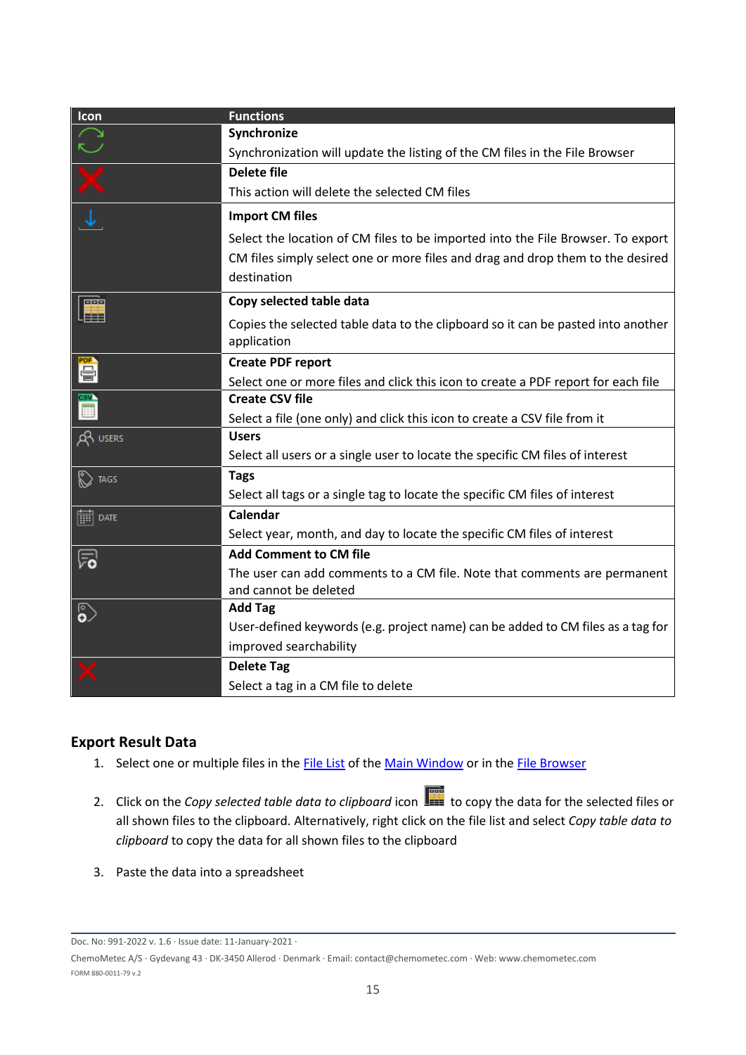| Icon | Functions |
|---|---|
| | **Synchronize**<br>Synchronization will update the listing of the CM files in the File Browser |
| | **Delete file**<br>This action will delete the selected CM files |
| | **Import CM files**<br>Select the location of CM files to be imported into the File Browser. To export CM files simply select one or more files and drag and drop them to the desired destination |
| | **Copy selected table data**<br>Copies the selected table data to the clipboard so it can be pasted into another application |
| PDF | **Create PDF report**<br>Select one or more files and click this icon to create a PDF report for each file |
| CSV | **Create CSV file**<br>Select a file (one only) and click this icon to create a CSV file from it |
| USERS | **Users**<br>Select all users or a single user to locate the specific CM files of interest |
| TAGS | **Tags**<br>Select all tags or a single tag to locate the specific CM files of interest |
| DATE | **Calendar**<br>Select year, month, and day to locate the specific CM files of interest |
| | **Add Comment to CM file**<br>The user can add comments to a CM file. Note that comments are permanent and cannot be deleted |
| | **Add Tag**<br>User-defined keywords (e.g. project name) can be added to CM files as a tag for improved searchability |
| | **Delete Tag**<br>Select a tag in a CM file to delete |

## Export Result Data

1. Select one or multiple files in the File List of the Main Window or in the File Browser
2. Click on the *Copy selected table data to clipboard* icon to copy the data for the selected files or all shown files to the clipboard. Alternatively, right click on the file list and select *Copy table data to clipboard* to copy the data for all shown files to the clipboard
3. Paste the data into a spreadsheet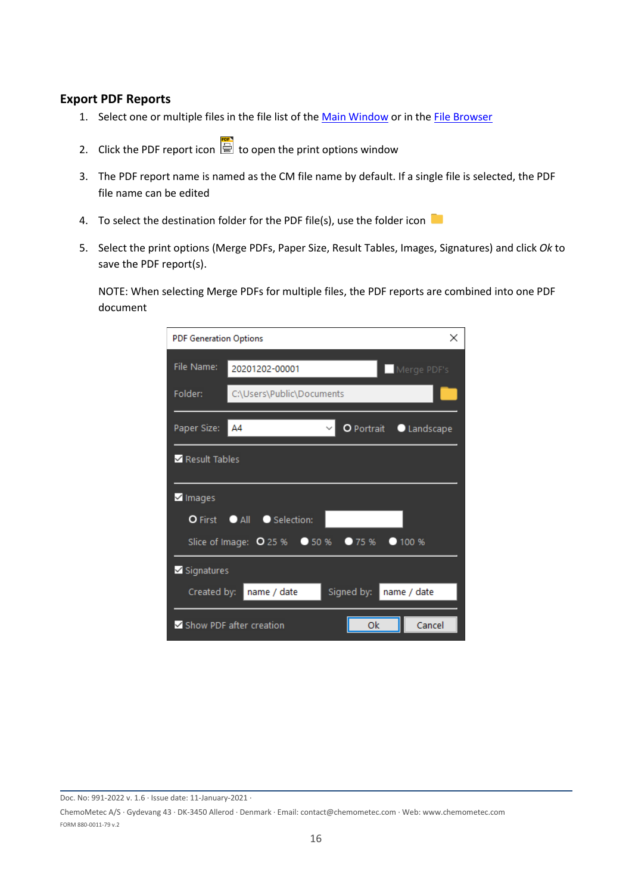## Export PDF Reports

1. Select one or multiple files in the file list of the Main Window or in the File Browser
2. Click the PDF report icon to open the print options window
3. The PDF report name is named as the CM file name by default. If a single file is selected, the PDF file name can be edited
4. To select the destination folder for the PDF file(s), use the folder icon
5. Select the print options (Merge PDFs, Paper Size, Result Tables, Images, Signatures) and click *Ok* to save the PDF report(s).

   NOTE: When selecting Merge PDFs for multiple files, the PDF reports are combined into one PDF document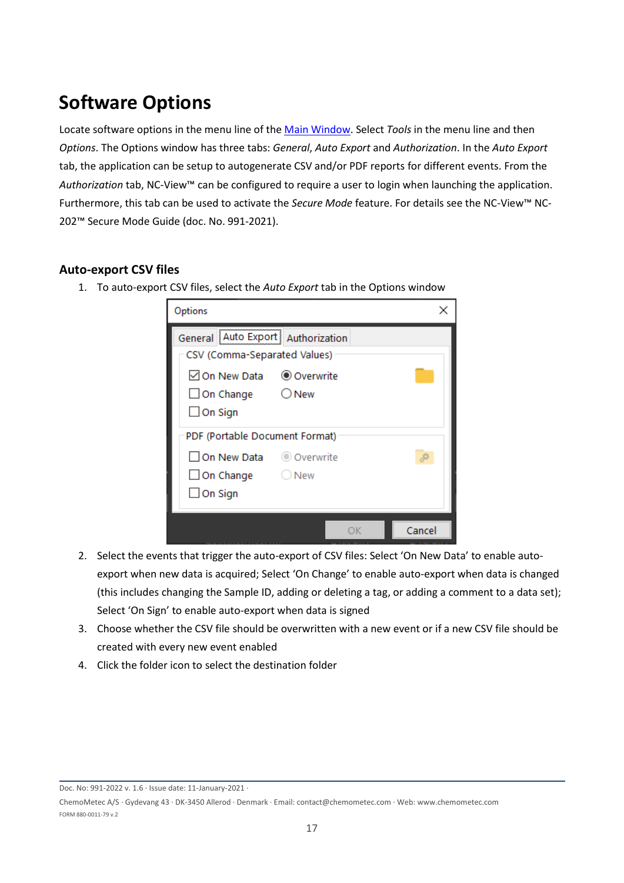# Software Options

Locate software options in the menu line of the Main Window. Select *Tools* in the menu line and then *Options*. The Options window has three tabs: *General*, *Auto Export* and *Authorization*. In the *Auto Export* tab, the application can be setup to autogenerate CSV and/or PDF reports for different events. From the *Authorization* tab, NC-View™ can be configured to require a user to login when launching the application. Furthermore, this tab can be used to activate the *Secure Mode* feature. For details see the NC-View™ NC-202™ Secure Mode Guide (doc. No. 991-2021).

## Auto-export CSV files

1. To auto-export CSV files, select the *Auto Export* tab in the Options window
2. Select the events that trigger the auto-export of CSV files: Select 'On New Data' to enable auto-export when new data is acquired; Select 'On Change' to enable auto-export when data is changed (this includes changing the Sample ID, adding or deleting a tag, or adding a comment to a data set); Select 'On Sign' to enable auto-export when data is signed
3. Choose whether the CSV file should be overwritten with a new event or if a new CSV file should be created with every new event enabled
4. Click the folder icon to select the destination folder

Doc. No: 991-2022 v. 1.6 · Issue date: 11-January-2021 ·

ChemoMetec A/S · Gydevang 43 · DK-3450 Allerod · Denmark · Email: contact@chemometec.com · Web: www.chemometec.com

FORM 880-0011-79 v.2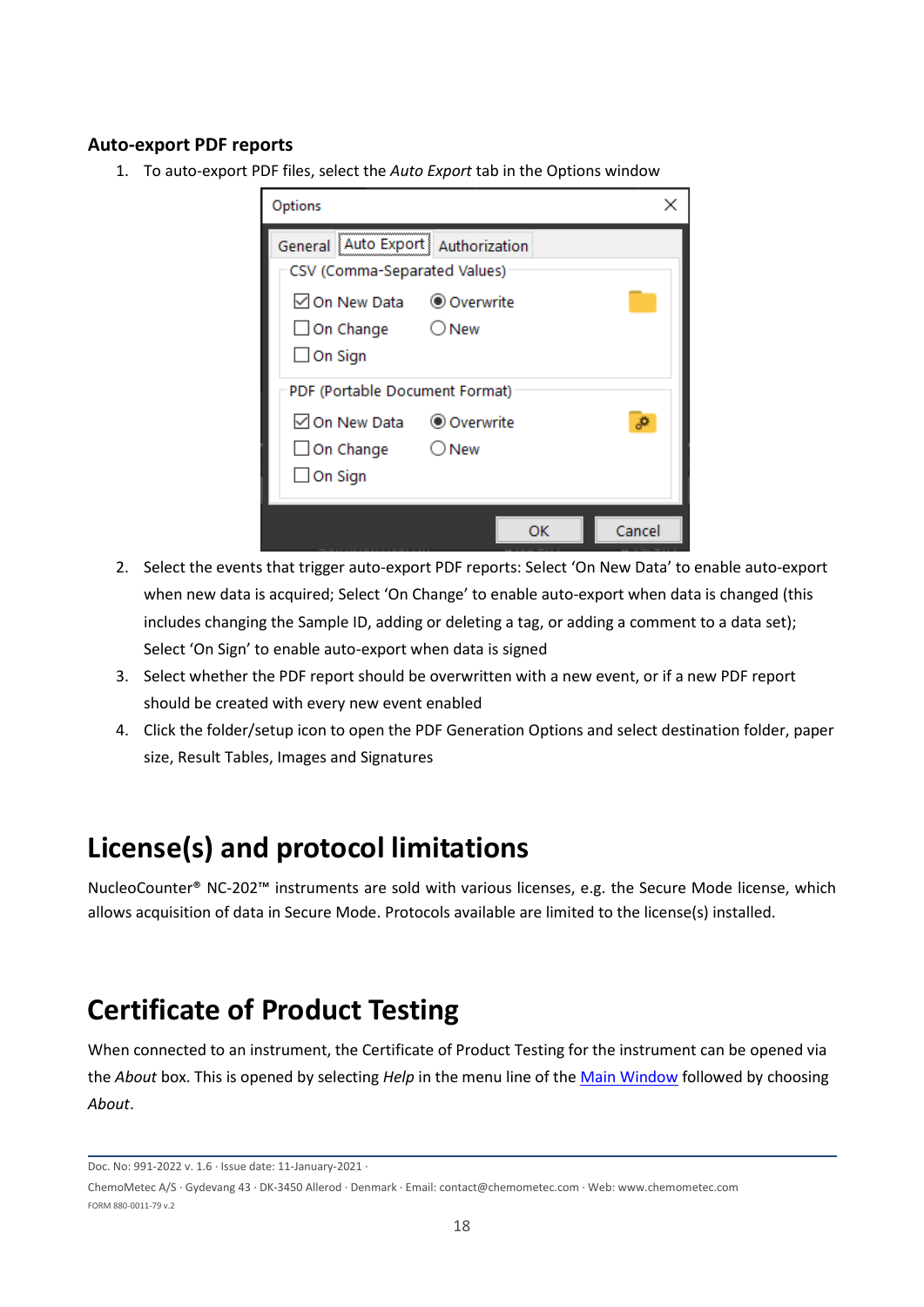### Auto-export PDF reports

1. To auto-export PDF files, select the *Auto Export* tab in the Options window

2. Select the events that trigger auto-export PDF reports: Select 'On New Data' to enable auto-export when new data is acquired; Select 'On Change' to enable auto-export when data is changed (this includes changing the Sample ID, adding or deleting a tag, or adding a comment to a data set); Select 'On Sign' to enable auto-export when data is signed
3. Select whether the PDF report should be overwritten with a new event, or if a new PDF report should be created with every new event enabled
4. Click the folder/setup icon to open the PDF Generation Options and select destination folder, paper size, Result Tables, Images and Signatures

# License(s) and protocol limitations

NucleoCounter® NC-202™ instruments are sold with various licenses, e.g. the Secure Mode license, which allows acquisition of data in Secure Mode. Protocols available are limited to the license(s) installed.

# Certificate of Product Testing

When connected to an instrument, the Certificate of Product Testing for the instrument can be opened via the *About* box. This is opened by selecting *Help* in the menu line of the Main Window followed by choosing *About*.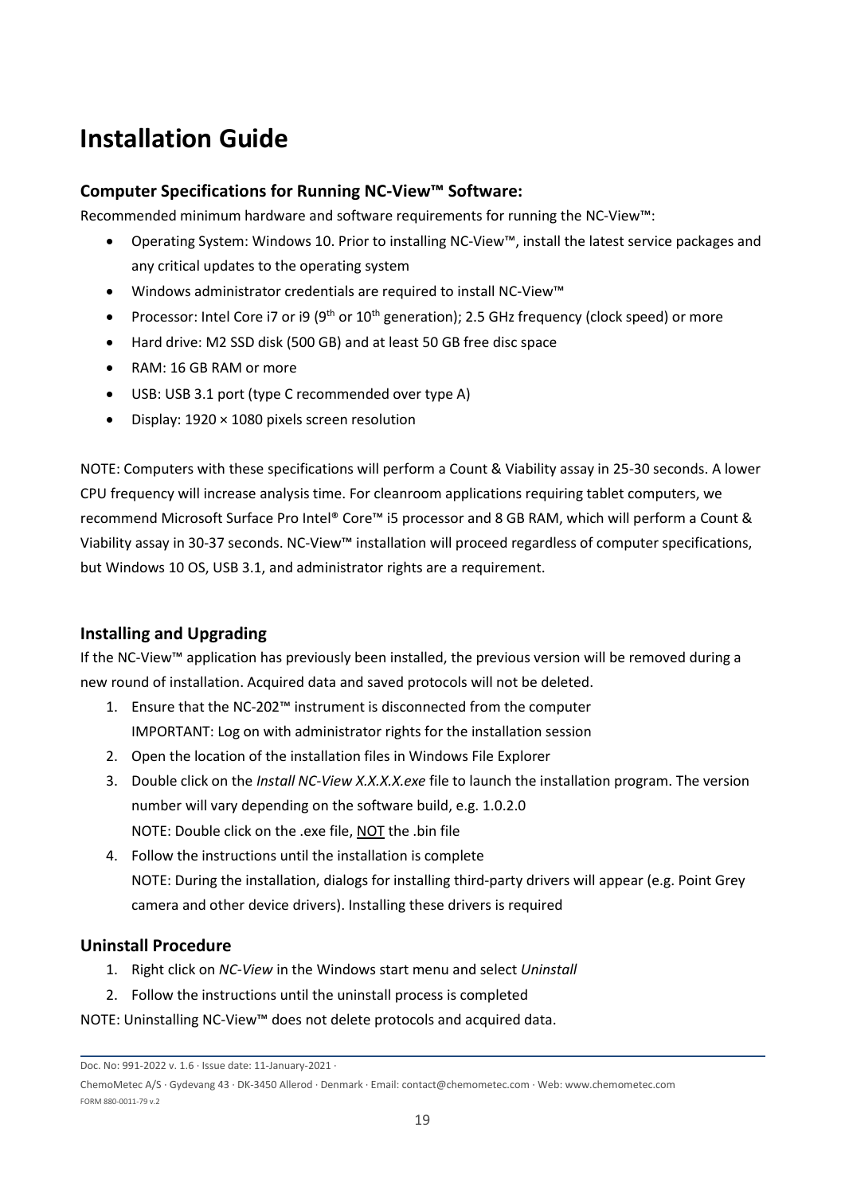# Installation Guide

## Computer Specifications for Running NC-View™ Software:

Recommended minimum hardware and software requirements for running the NC-View™:

- Operating System: Windows 10. Prior to installing NC-View™, install the latest service packages and any critical updates to the operating system
- Windows administrator credentials are required to install NC-View™
- Processor: Intel Core i7 or i9 (9th or 10th generation); 2.5 GHz frequency (clock speed) or more
- Hard drive: M2 SSD disk (500 GB) and at least 50 GB free disc space
- RAM: 16 GB RAM or more
- USB: USB 3.1 port (type C recommended over type A)
- Display: 1920 × 1080 pixels screen resolution

NOTE: Computers with these specifications will perform a Count & Viability assay in 25-30 seconds. A lower CPU frequency will increase analysis time. For cleanroom applications requiring tablet computers, we recommend Microsoft Surface Pro Intel® Core™ i5 processor and 8 GB RAM, which will perform a Count & Viability assay in 30-37 seconds. NC-View™ installation will proceed regardless of computer specifications, but Windows 10 OS, USB 3.1, and administrator rights are a requirement.

## Installing and Upgrading

If the NC-View™ application has previously been installed, the previous version will be removed during a new round of installation. Acquired data and saved protocols will not be deleted.

1. Ensure that the NC-202™ instrument is disconnected from the computer
   IMPORTANT: Log on with administrator rights for the installation session
2. Open the location of the installation files in Windows File Explorer
3. Double click on the *Install NC-View X.X.X.X.exe* file to launch the installation program. The version number will vary depending on the software build, e.g. 1.0.2.0
   NOTE: Double click on the .exe file, <u>NOT</u> the .bin file
4. Follow the instructions until the installation is complete
   NOTE: During the installation, dialogs for installing third-party drivers will appear (e.g. Point Grey camera and other device drivers). Installing these drivers is required

## Uninstall Procedure

1. Right click on *NC-View* in the Windows start menu and select *Uninstall*
2. Follow the instructions until the uninstall process is completed

NOTE: Uninstalling NC-View™ does not delete protocols and acquired data.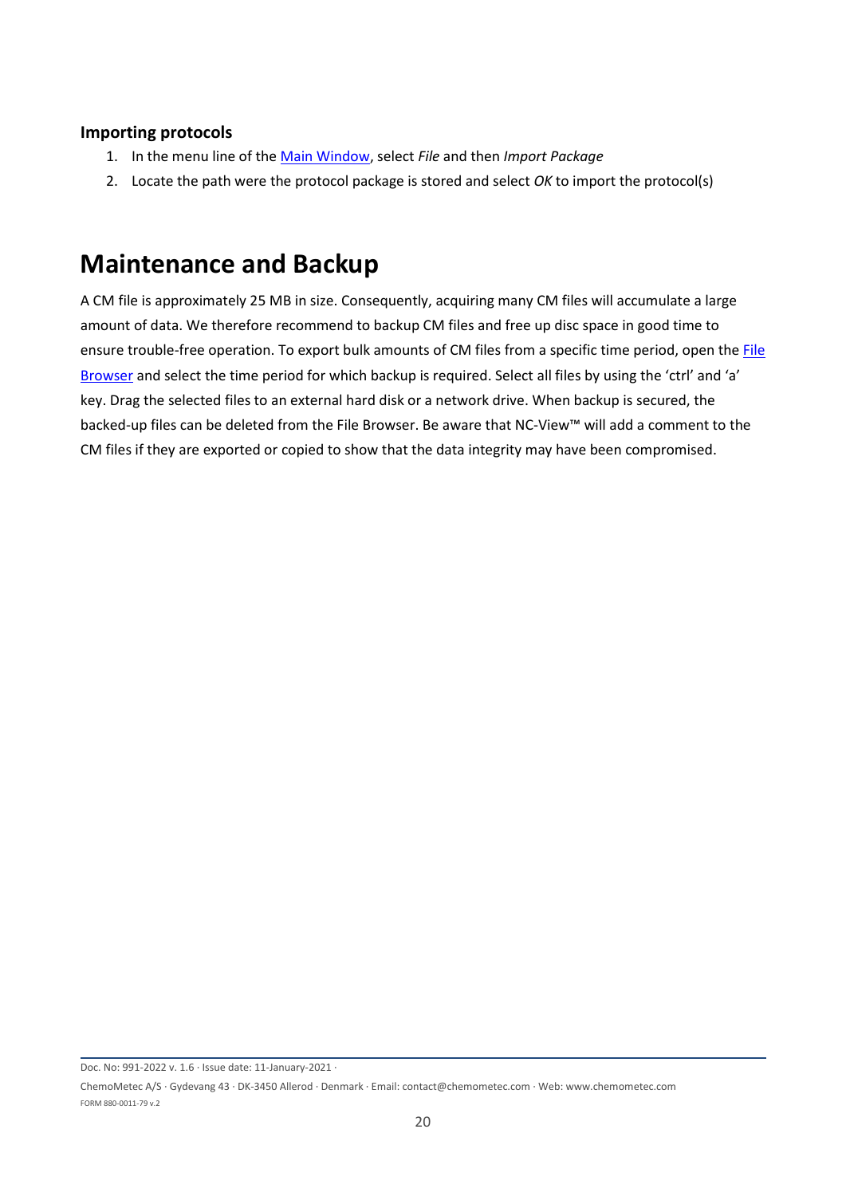### Importing protocols

1. In the menu line of the Main Window, select *File* and then *Import Package*
2. Locate the path were the protocol package is stored and select *OK* to import the protocol(s)

# Maintenance and Backup

A CM file is approximately 25 MB in size. Consequently, acquiring many CM files will accumulate a large amount of data. We therefore recommend to backup CM files and free up disc space in good time to ensure trouble-free operation. To export bulk amounts of CM files from a specific time period, open the File Browser and select the time period for which backup is required. Select all files by using the 'ctrl' and 'a' key. Drag the selected files to an external hard disk or a network drive. When backup is secured, the backed-up files can be deleted from the File Browser. Be aware that NC-View™ will add a comment to the CM files if they are exported or copied to show that the data integrity may have been compromised.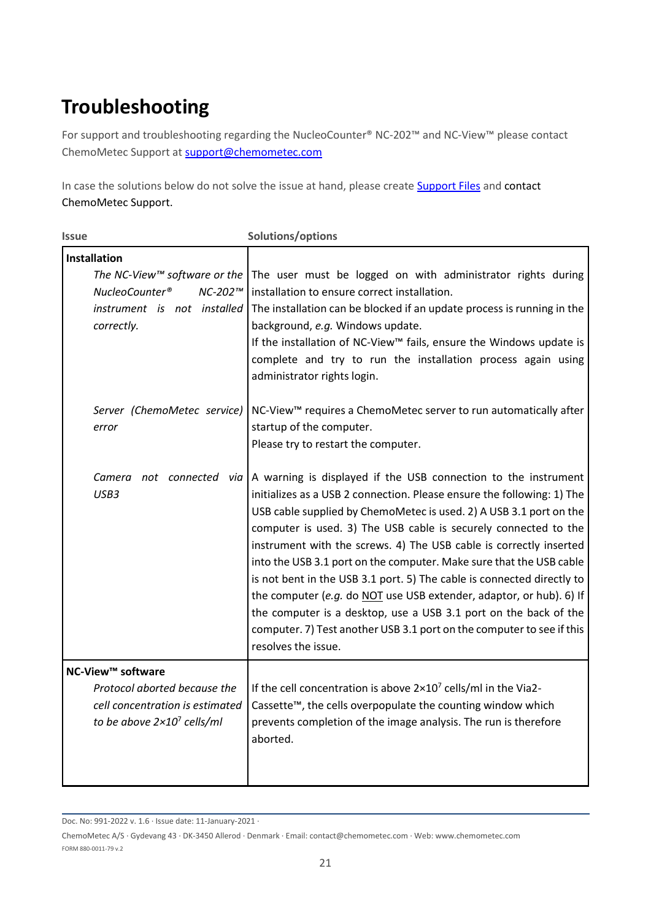# Troubleshooting

For support and troubleshooting regarding the NucleoCounter® NC-202™ and NC-View™ please contact ChemoMetec Support at support@chemometec.com

In case the solutions below do not solve the issue at hand, please create Support Files and contact ChemoMetec Support.

| Issue | Solutions/options |
|---|---|
| **Installation** | |
| *The NC-View™ software or the NucleoCounter® NC-202™ instrument is not installed correctly.* | The user must be logged on with administrator rights during installation to ensure correct installation. The installation can be blocked if an update process is running in the background, *e.g.* Windows update. If the installation of NC-View™ fails, ensure the Windows update is complete and try to run the installation process again using administrator rights login. |
| *Server (ChemoMetec service) error* | NC-View™ requires a ChemoMetec server to run automatically after startup of the computer. Please try to restart the computer. |
| *Camera not connected via USB3* | A warning is displayed if the USB connection to the instrument initializes as a USB 2 connection. Please ensure the following: 1) The USB cable supplied by ChemoMetec is used. 2) A USB 3.1 port on the computer is used. 3) The USB cable is securely connected to the instrument with the screws. 4) The USB cable is correctly inserted into the USB 3.1 port on the computer. Make sure that the USB cable is not bent in the USB 3.1 port. 5) The cable is connected directly to the computer (*e.g.* do NOT use USB extender, adaptor, or hub). 6) If the computer is a desktop, use a USB 3.1 port on the back of the computer. 7) Test another USB 3.1 port on the computer to see if this resolves the issue. |
| **NC-View™ software** | |
| *Protocol aborted because the cell concentration is estimated to be above $2\times10^7$ cells/ml* | If the cell concentration is above $2\times10^7$ cells/ml in the Via2-Cassette™, the cells overpopulate the counting window which prevents completion of the image analysis. The run is therefore aborted. |

Doc. No: 991-2022 v. 1.6 · Issue date: 11-January-2021 ·

ChemoMetec A/S · Gydevang 43 · DK-3450 Allerod · Denmark · Email: contact@chemometec.com · Web: www.chemometec.com

FORM 880-0011-79 v.2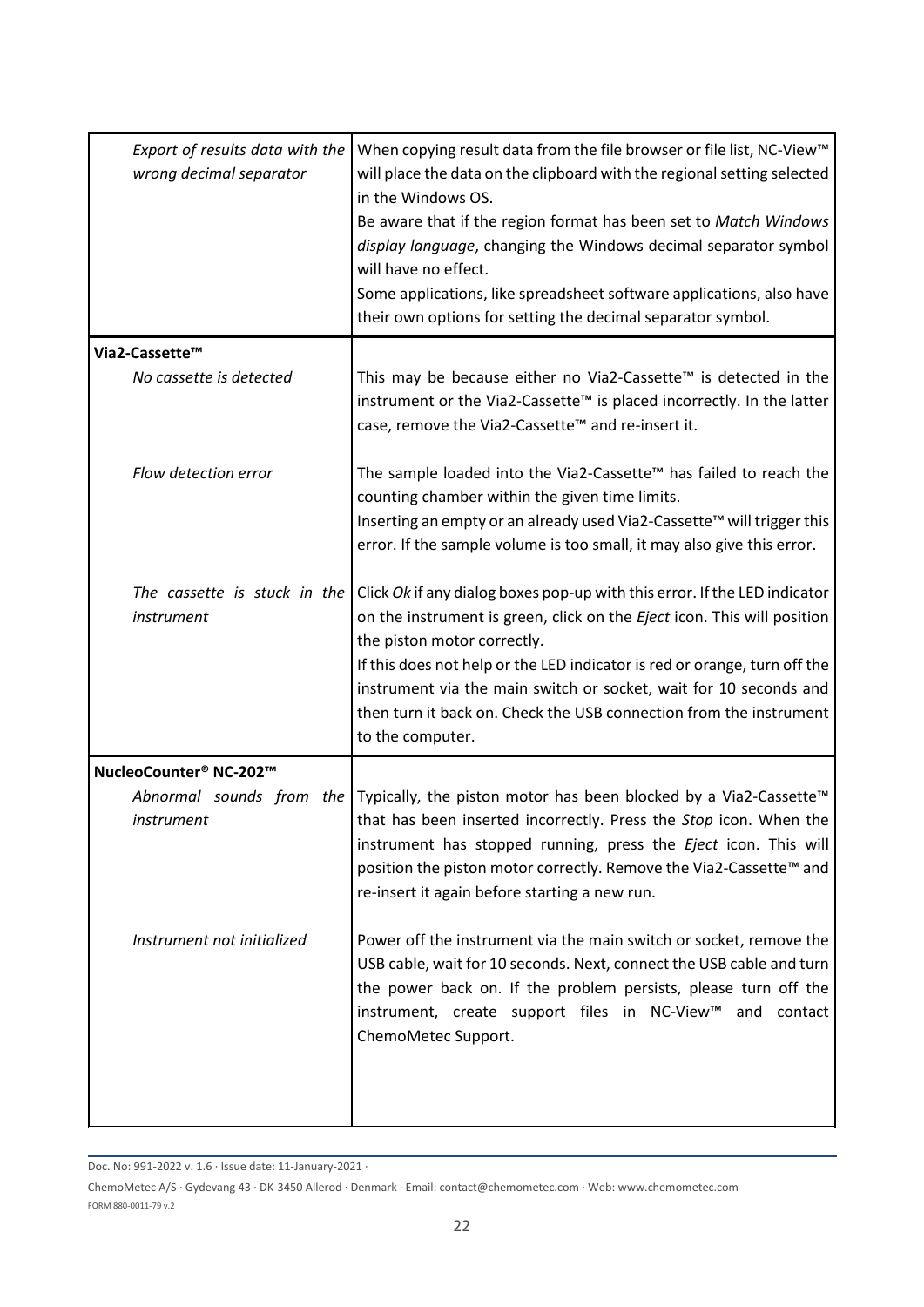| | |
|---|---|
| *Export of results data with the wrong decimal separator* | When copying result data from the file browser or file list, NC-View™ will place the data on the clipboard with the regional setting selected in the Windows OS.<br>Be aware that if the region format has been set to *Match Windows display language*, changing the Windows decimal separator symbol will have no effect.<br>Some applications, like spreadsheet software applications, also have their own options for setting the decimal separator symbol. |
| **Via2-Cassette™** | |
| *No cassette is detected* | This may be because either no Via2-Cassette™ is detected in the instrument or the Via2-Cassette™ is placed incorrectly. In the latter case, remove the Via2-Cassette™ and re-insert it. |
| *Flow detection error* | The sample loaded into the Via2-Cassette™ has failed to reach the counting chamber within the given time limits.<br>Inserting an empty or an already used Via2-Cassette™ will trigger this error. If the sample volume is too small, it may also give this error. |
| *The cassette is stuck in the instrument* | Click *Ok* if any dialog boxes pop-up with this error. If the LED indicator on the instrument is green, click on the *Eject* icon. This will position the piston motor correctly.<br>If this does not help or the LED indicator is red or orange, turn off the instrument via the main switch or socket, wait for 10 seconds and then turn it back on. Check the USB connection from the instrument to the computer. |
| **NucleoCounter® NC-202™** | |
| *Abnormal sounds from the instrument* | Typically, the piston motor has been blocked by a Via2-Cassette™ that has been inserted incorrectly. Press the *Stop* icon. When the instrument has stopped running, press the *Eject* icon. This will position the piston motor correctly. Remove the Via2-Cassette™ and re-insert it again before starting a new run. |
| *Instrument not initialized* | Power off the instrument via the main switch or socket, remove the USB cable, wait for 10 seconds. Next, connect the USB cable and turn the power back on. If the problem persists, please turn off the instrument, create support files in NC-View™ and contact ChemoMetec Support. |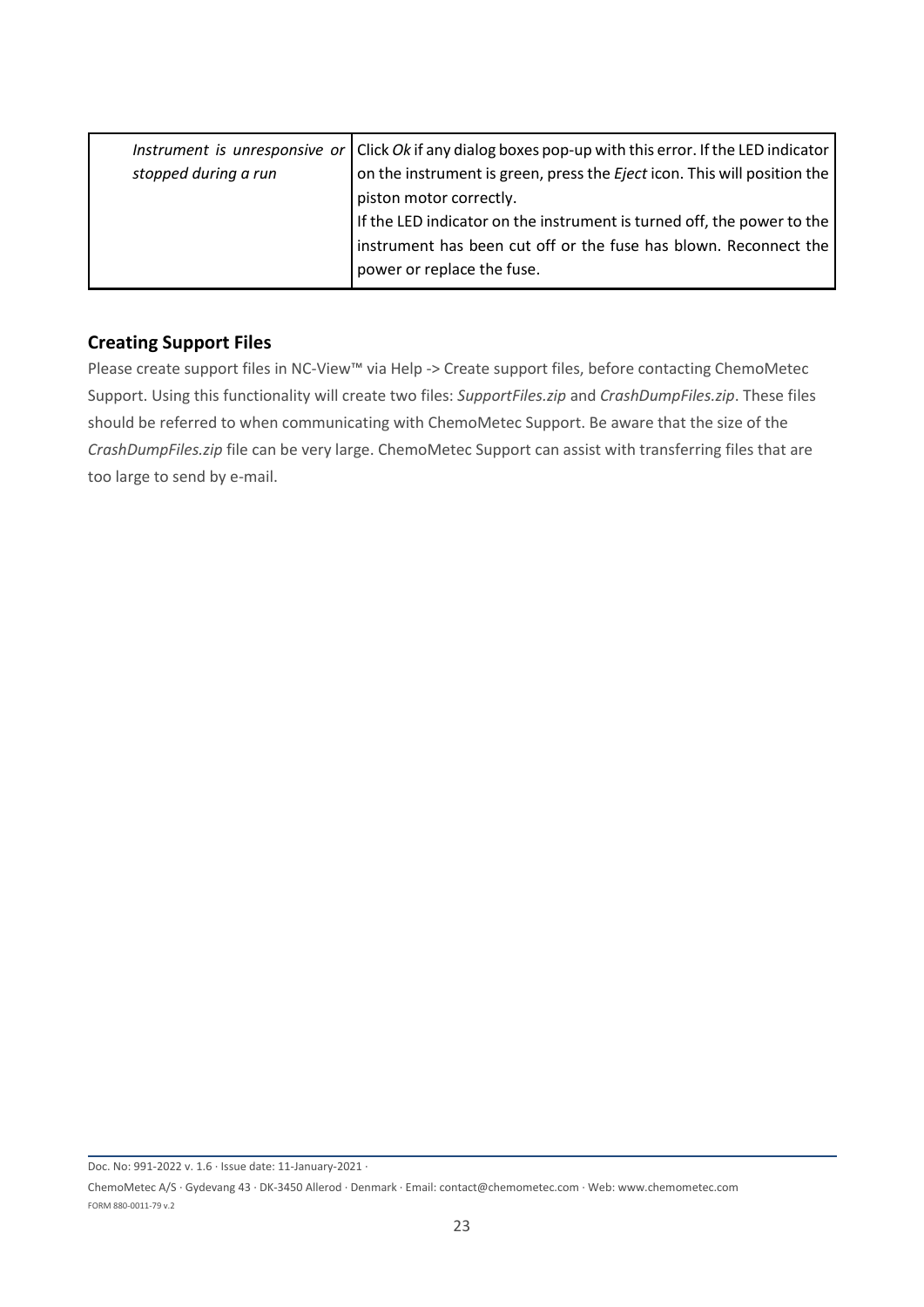| | |
|---|---|
| *Instrument is unresponsive or stopped during a run* | Click *Ok* if any dialog boxes pop-up with this error. If the LED indicator on the instrument is green, press the *Eject* icon. This will position the piston motor correctly.<br>If the LED indicator on the instrument is turned off, the power to the instrument has been cut off or the fuse has blown. Reconnect the power or replace the fuse. |

### Creating Support Files

Please create support files in NC-View™ via Help -> Create support files, before contacting ChemoMetec Support. Using this functionality will create two files: *SupportFiles.zip* and *CrashDumpFiles.zip*. These files should be referred to when communicating with ChemoMetec Support. Be aware that the size of the *CrashDumpFiles.zip* file can be very large. ChemoMetec Support can assist with transferring files that are too large to send by e-mail.